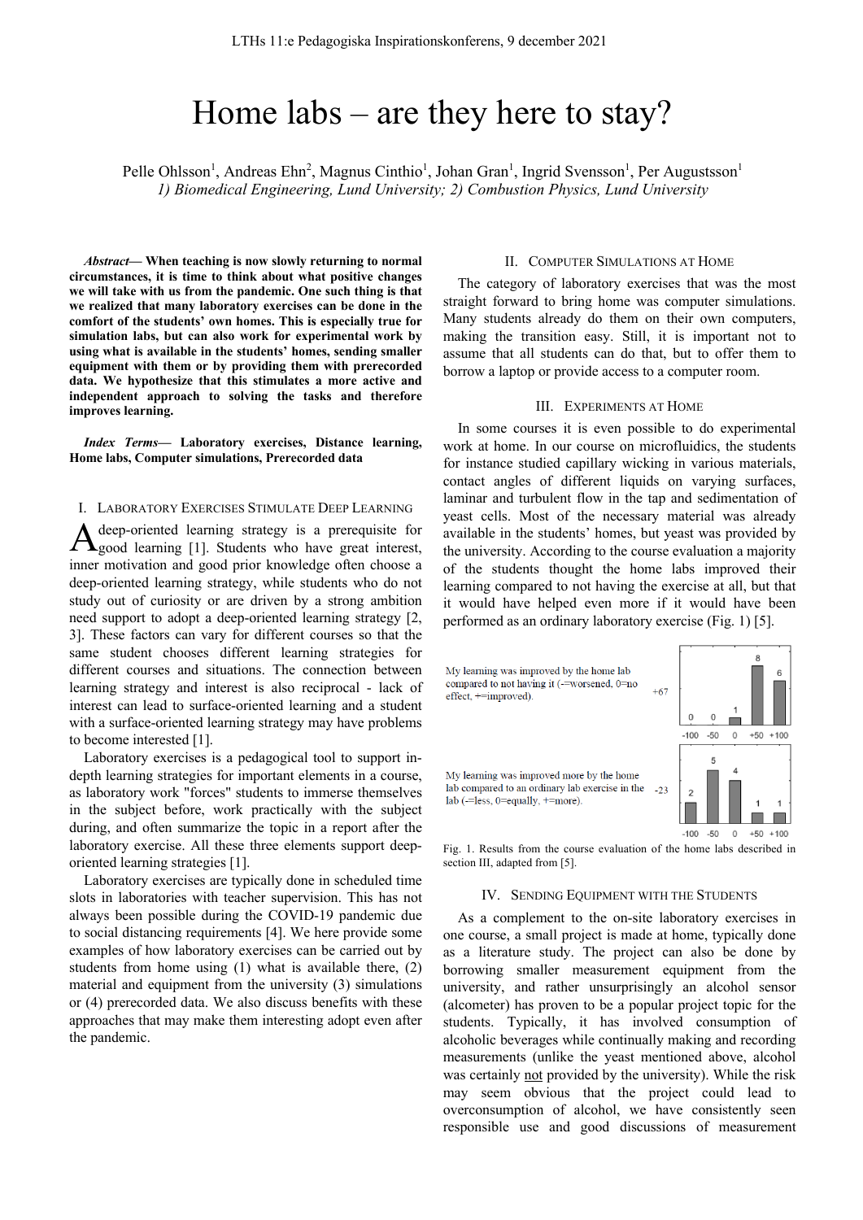# Home labs – are they here to stay?

Pelle Ohlsson[1], Andreas Ehn[2], Magnus Cinthio[1], Johan Gran[1], Ingrid Svensson[1], Per Augustsson[1]

*1) Biomedical Engineering, Lund University; 2) Combustion Physics, Lund University*

***Abstract*— When teaching is now slowly returning to normal circumstances, it is time to think about what positive changes we will take with us from the pandemic. One such thing is that we realized that many laboratory exercises can be done in the comfort of the students' own homes. This is especially true for simulation labs, but can also work for experimental work by using what is available in the students' homes, sending smaller equipment with them or by providing them with prerecorded data. We hypothesize that this stimulates a more active and independent approach to solving the tasks and therefore improves learning.**

***Index Terms*— Laboratory exercises, Distance learning, Home labs, Computer simulations, Prerecorded data**

## I. Laboratory Exercises Stimulate Deep Learning

A deep-oriented learning strategy is a prerequisite for good learning [1]. Students who have great interest, inner motivation and good prior knowledge often choose a deep-oriented learning strategy, while students who do not study out of curiosity or are driven by a strong ambition need support to adopt a deep-oriented learning strategy [2, 3]. These factors can vary for different courses so that the same student chooses different learning strategies for different courses and situations. The connection between learning strategy and interest is also reciprocal - lack of interest can lead to surface-oriented learning and a student with a surface-oriented learning strategy may have problems to become interested [1].

Laboratory exercises is a pedagogical tool to support in-depth learning strategies for important elements in a course, as laboratory work "forces" students to immerse themselves in the subject before, work practically with the subject during, and often summarize the topic in a report after the laboratory exercise. All these three elements support deep-oriented learning strategies [1].

Laboratory exercises are typically done in scheduled time slots in laboratories with teacher supervision. This has not always been possible during the COVID-19 pandemic due to social distancing requirements [4]. We here provide some examples of how laboratory exercises can be carried out by students from home using (1) what is available there, (2) material and equipment from the university (3) simulations or (4) prerecorded data. We also discuss benefits with these approaches that may make them interesting adopt even after the pandemic.

## II. Computer Simulations at Home

The category of laboratory exercises that was the most straight forward to bring home was computer simulations. Many students already do them on their own computers, making the transition easy. Still, it is important not to assume that all students can do that, but to offer them to borrow a laptop or provide access to a computer room.

## III. Experiments at Home

In some courses it is even possible to do experimental work at home. In our course on microfluidics, the students for instance studied capillary wicking in various materials, contact angles of different liquids on varying surfaces, laminar and turbulent flow in the tap and sedimentation of yeast cells. Most of the necessary material was already available in the students' homes, but yeast was provided by the university. According to the course evaluation a majority of the students thought the home labs improved their learning compared to not having the exercise at all, but that it would have helped even more if it would have been performed as an ordinary laboratory exercise (Fig. 1) [5].

Fig. 1. Results from the course evaluation of the home labs described in section III, adapted from [5].

## IV. Sending Equipment with the Students

As a complement to the on-site laboratory exercises in one course, a small project is made at home, typically done as a literature study. The project can also be done by borrowing smaller measurement equipment from the university, and rather unsurprisingly an alcohol sensor (alcometer) has proven to be a popular project topic for the students. Typically, it has involved consumption of alcoholic beverages while continually making and recording measurements (unlike the yeast mentioned above, alcohol was certainly <u>not</u> provided by the university). While the risk may seem obvious that the project could lead to overconsumption of alcohol, we have consistently seen responsible use and good discussions of measurement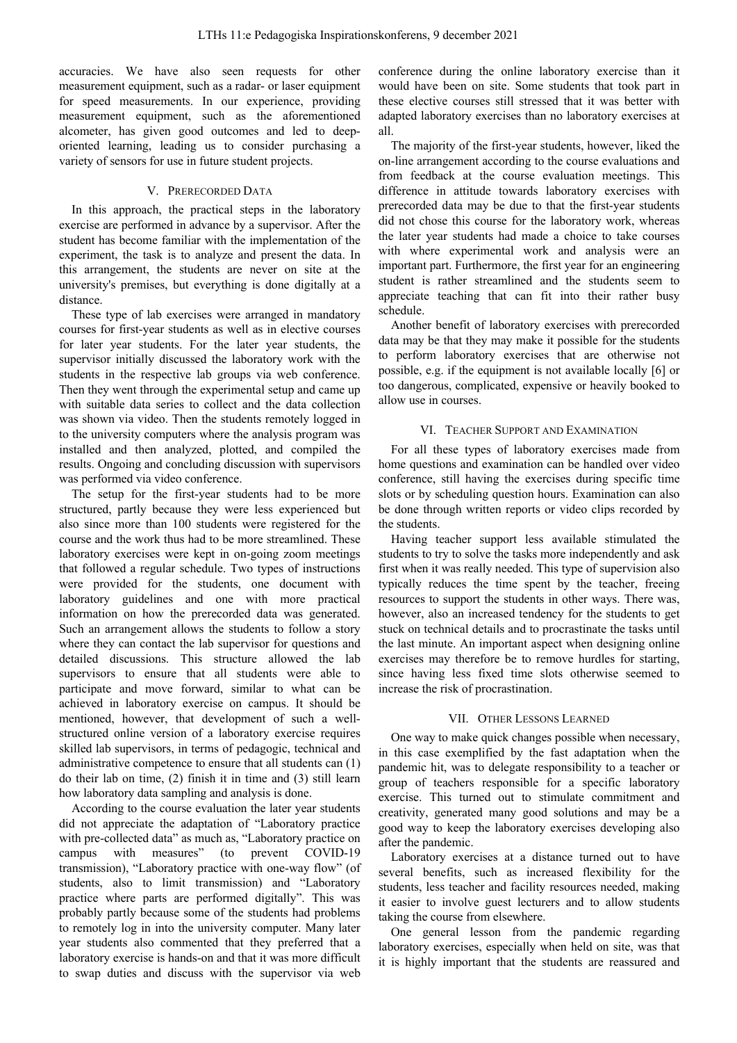accuracies. We have also seen requests for other measurement equipment, such as a radar- or laser equipment for speed measurements. In our experience, providing measurement equipment, such as the aforementioned alcometer, has given good outcomes and led to deep-oriented learning, leading us to consider purchasing a variety of sensors for use in future student projects.

## V. Prerecorded Data

In this approach, the practical steps in the laboratory exercise are performed in advance by a supervisor. After the student has become familiar with the implementation of the experiment, the task is to analyze and present the data. In this arrangement, the students are never on site at the university's premises, but everything is done digitally at a distance.

These type of lab exercises were arranged in mandatory courses for first-year students as well as in elective courses for later year students. For the later year students, the supervisor initially discussed the laboratory work with the students in the respective lab groups via web conference. Then they went through the experimental setup and came up with suitable data series to collect and the data collection was shown via video. Then the students remotely logged in to the university computers where the analysis program was installed and then analyzed, plotted, and compiled the results. Ongoing and concluding discussion with supervisors was performed via video conference.

The setup for the first-year students had to be more structured, partly because they were less experienced but also since more than 100 students were registered for the course and the work thus had to be more streamlined. These laboratory exercises were kept in on-going zoom meetings that followed a regular schedule. Two types of instructions were provided for the students, one document with laboratory guidelines and one with more practical information on how the prerecorded data was generated. Such an arrangement allows the students to follow a story where they can contact the lab supervisor for questions and detailed discussions. This structure allowed the lab supervisors to ensure that all students were able to participate and move forward, similar to what can be achieved in laboratory exercise on campus. It should be mentioned, however, that development of such a well-structured online version of a laboratory exercise requires skilled lab supervisors, in terms of pedagogic, technical and administrative competence to ensure that all students can (1) do their lab on time, (2) finish it in time and (3) still learn how laboratory data sampling and analysis is done.

According to the course evaluation the later year students did not appreciate the adaptation of "Laboratory practice with pre-collected data" as much as, "Laboratory practice on campus with measures" (to prevent COVID-19 transmission), "Laboratory practice with one-way flow" (of students, also to limit transmission) and "Laboratory practice where parts are performed digitally". This was probably partly because some of the students had problems to remotely log in into the university computer. Many later year students also commented that they preferred that a laboratory exercise is hands-on and that it was more difficult to swap duties and discuss with the supervisor via web conference during the online laboratory exercise than it would have been on site. Some students that took part in these elective courses still stressed that it was better with adapted laboratory exercises than no laboratory exercises at all.

The majority of the first-year students, however, liked the on-line arrangement according to the course evaluations and from feedback at the course evaluation meetings. This difference in attitude towards laboratory exercises with prerecorded data may be due to that the first-year students did not chose this course for the laboratory work, whereas the later year students had made a choice to take courses with where experimental work and analysis were an important part. Furthermore, the first year for an engineering student is rather streamlined and the students seem to appreciate teaching that can fit into their rather busy schedule.

Another benefit of laboratory exercises with prerecorded data may be that they may make it possible for the students to perform laboratory exercises that are otherwise not possible, e.g. if the equipment is not available locally [6] or too dangerous, complicated, expensive or heavily booked to allow use in courses.

## VI. Teacher Support and Examination

For all these types of laboratory exercises made from home questions and examination can be handled over video conference, still having the exercises during specific time slots or by scheduling question hours. Examination can also be done through written reports or video clips recorded by the students.

Having teacher support less available stimulated the students to try to solve the tasks more independently and ask first when it was really needed. This type of supervision also typically reduces the time spent by the teacher, freeing resources to support the students in other ways. There was, however, also an increased tendency for the students to get stuck on technical details and to procrastinate the tasks until the last minute. An important aspect when designing online exercises may therefore be to remove hurdles for starting, since having less fixed time slots otherwise seemed to increase the risk of procrastination.

## VII. Other Lessons Learned

One way to make quick changes possible when necessary, in this case exemplified by the fast adaptation when the pandemic hit, was to delegate responsibility to a teacher or group of teachers responsible for a specific laboratory exercise. This turned out to stimulate commitment and creativity, generated many good solutions and may be a good way to keep the laboratory exercises developing also after the pandemic.

Laboratory exercises at a distance turned out to have several benefits, such as increased flexibility for the students, less teacher and facility resources needed, making it easier to involve guest lecturers and to allow students taking the course from elsewhere.

One general lesson from the pandemic regarding laboratory exercises, especially when held on site, was that it is highly important that the students are reassured and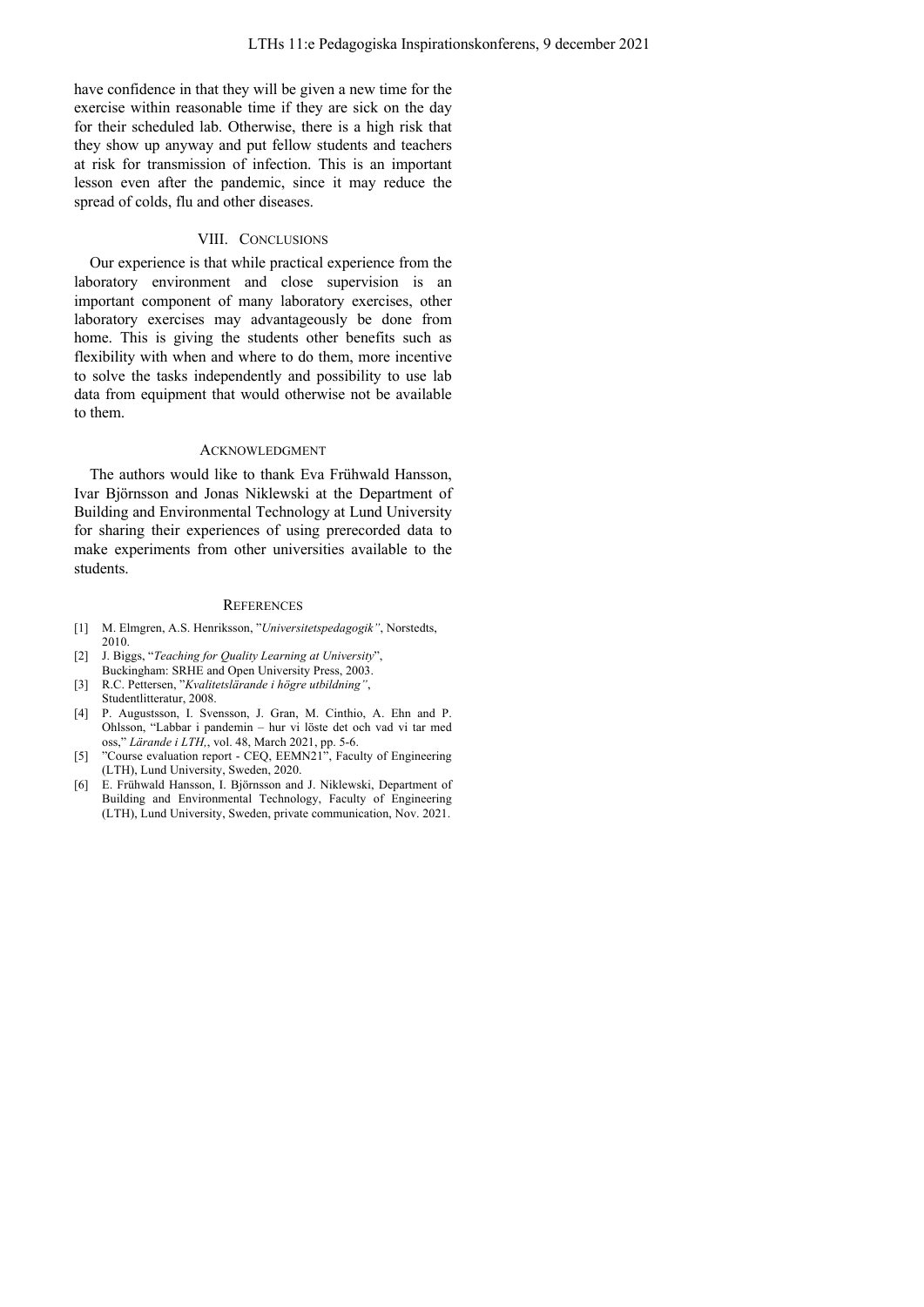have confidence in that they will be given a new time for the exercise within reasonable time if they are sick on the day for their scheduled lab. Otherwise, there is a high risk that they show up anyway and put fellow students and teachers at risk for transmission of infection. This is an important lesson even after the pandemic, since it may reduce the spread of colds, flu and other diseases.

## VIII. Conclusions

Our experience is that while practical experience from the laboratory environment and close supervision is an important component of many laboratory exercises, other laboratory exercises may advantageously be done from home. This is giving the students other benefits such as flexibility with when and where to do them, more incentive to solve the tasks independently and possibility to use lab data from equipment that would otherwise not be available to them.

## Acknowledgment

The authors would like to thank Eva Frühwald Hansson, Ivar Björnsson and Jonas Niklewski at the Department of Building and Environmental Technology at Lund University for sharing their experiences of using prerecorded data to make experiments from other universities available to the students.

## References

[1] M. Elmgren, A.S. Henriksson, "*Universitetspedagogik"*, Norstedts, 2010.

[2] J. Biggs, "*Teaching for Quality Learning at University*", Buckingham: SRHE and Open University Press, 2003.

[3] R.C. Pettersen, "*Kvalitetslärande i högre utbildning"*, Studentlitteratur, 2008.

[4] P. Augustsson, I. Svensson, J. Gran, M. Cinthio, A. Ehn and P. Ohlsson, "Labbar i pandemin – hur vi löste det och vad vi tar med oss," *Lärande i LTH,*, vol. 48, March 2021, pp. 5-6.

[5] "Course evaluation report - CEQ, EEMN21", Faculty of Engineering (LTH), Lund University, Sweden, 2020.

[6] E. Frühwald Hansson, I. Björnsson and J. Niklewski, Department of Building and Environmental Technology, Faculty of Engineering (LTH), Lund University, Sweden, private communication, Nov. 2021.